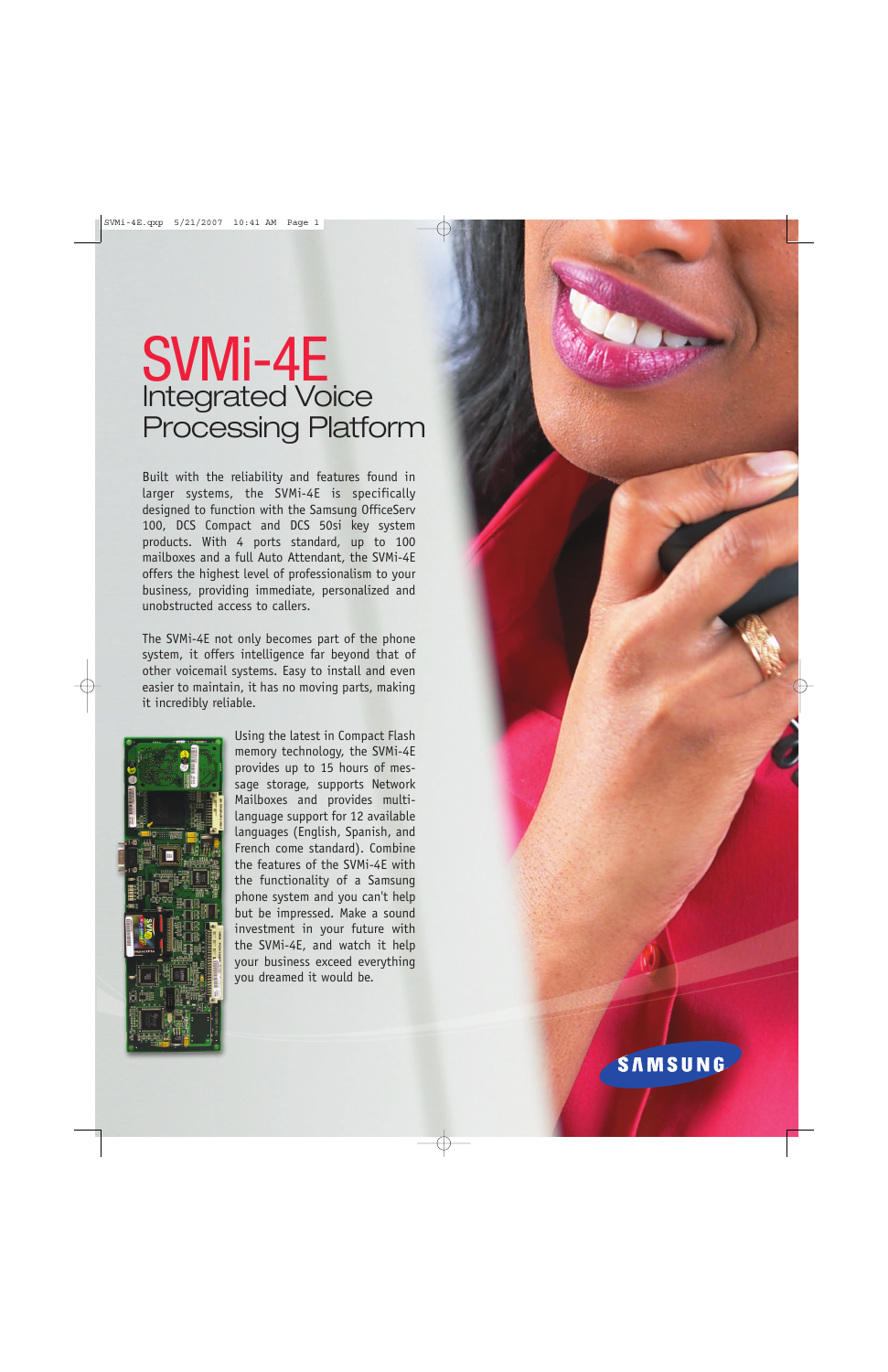# SVMi-4E
## Integrated Voice Processing Platform

Built with the reliability and features found in larger systems, the SVMi-4E is specifically designed to function with the Samsung OfficeServ 100, DCS Compact and DCS 50si key system products. With 4 ports standard, up to 100 mailboxes and a full Auto Attendant, the SVMi-4E offers the highest level of professionalism to your business, providing immediate, personalized and unobstructed access to callers.

The SVMi-4E not only becomes part of the phone system, it offers intelligence far beyond that of other voicemail systems. Easy to install and even easier to maintain, it has no moving parts, making it incredibly reliable.

Using the latest in Compact Flash memory technology, the SVMi-4E provides up to 15 hours of message storage, supports Network Mailboxes and provides multi-language support for 12 available languages (English, Spanish, and French come standard). Combine the features of the SVMi-4E with the functionality of a Samsung phone system and you can't help but be impressed. Make a sound investment in your future with the SVMi-4E, and watch it help your business exceed everything you dreamed it would be.

SAMSUNG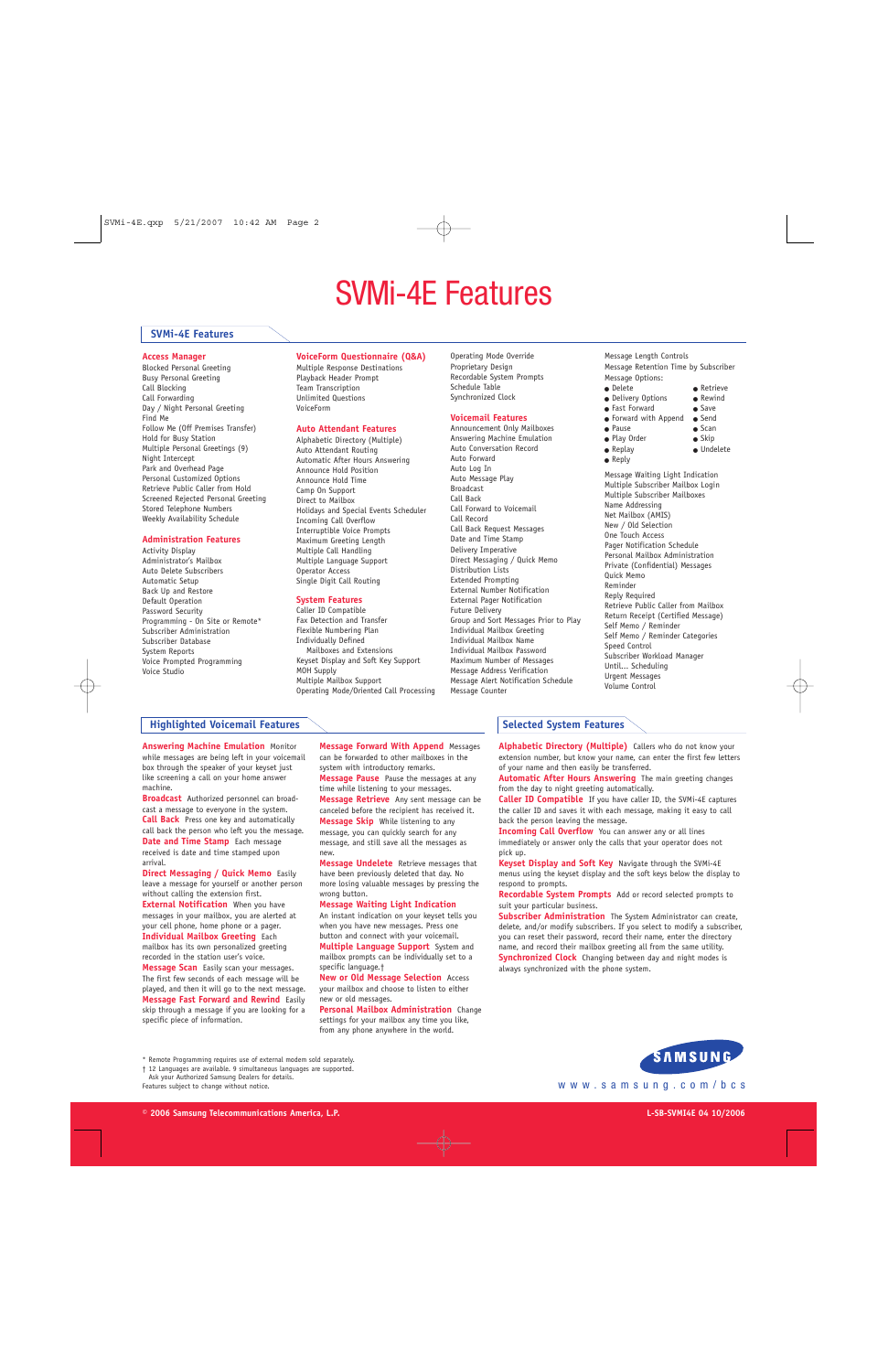# SVMi-4E Features

## SVMi-4E Features

### Access Manager
Blocked Personal Greeting
Busy Personal Greeting
Call Blocking
Call Forwarding
Day / Night Personal Greeting
Find Me
Follow Me (Off Premises Transfer)
Hold for Busy Station
Multiple Personal Greetings (9)
Night Intercept
Park and Overhead Page
Personal Customized Options
Retrieve Public Caller from Hold
Screened Rejected Personal Greeting
Stored Telephone Numbers
Weekly Availability Schedule

### Administration Features
Activity Display
Administrator's Mailbox
Auto Delete Subscribers
Automatic Setup
Back Up and Restore
Default Operation
Password Security
Programming - On Site or Remote*
Subscriber Administration
Subscriber Database
System Reports
Voice Prompted Programming
Voice Studio

### VoiceForm Questionnaire (Q&A)
Multiple Response Destinations
Playback Header Prompt
Team Transcription
Unlimited Questions
VoiceForm

### Auto Attendant Features
Alphabetic Directory (Multiple)
Auto Attendant Routing
Automatic After Hours Answering
Announce Hold Position
Announce Hold Time
Camp On Support
Direct to Mailbox
Holidays and Special Events Scheduler
Incoming Call Overflow
Interruptible Voice Prompts
Maximum Greeting Length
Multiple Call Handling
Multiple Language Support
Operator Access
Single Digit Call Routing

### System Features
Caller ID Compatible
Fax Detection and Transfer
Flexible Numbering Plan
Individually Defined
  Mailboxes and Extensions
Keyset Display and Soft Key Support
MOH Supply
Multiple Mailbox Support
Operating Mode/Oriented Call Processing
Operating Mode Override
Proprietary Design
Recordable System Prompts
Schedule Table
Synchronized Clock

### Voicemail Features
Announcement Only Mailboxes
Answering Machine Emulation
Auto Conversation Record
Auto Forward
Auto Log In
Auto Message Play
Broadcast
Call Back
Call Forward to Voicemail
Call Record
Call Back Request Messages
Date and Time Stamp
Delivery Imperative
Direct Messaging / Quick Memo
Distribution Lists
Extended Prompting
External Number Notification
External Pager Notification
Future Delivery
Group and Sort Messages Prior to Play
Individual Mailbox Greeting
Individual Mailbox Name
Individual Mailbox Password
Maximum Number of Messages
Message Address Verification
Message Alert Notification Schedule
Message Counter
Message Length Controls
Message Retention Time by Subscriber
Message Options:
- Delete
- Delivery Options
- Fast Forward
- Forward with Append
- Pause
- Play Order
- Replay
- Reply
- Retrieve
- Rewind
- Save
- Send
- Scan
- Skip
- Undelete

Message Waiting Light Indication
Multiple Subscriber Mailbox Login
Multiple Subscriber Mailboxes
Name Addressing
Net Mailbox (AMIS)
New / Old Selection
One Touch Access
Pager Notification Schedule
Personal Mailbox Administration
Private (Confidential) Messages
Quick Memo
Reminder
Reply Required
Retrieve Public Caller from Mailbox
Return Receipt (Certified Message)
Self Memo / Reminder
Self Memo / Reminder Categories
Speed Control
Subscriber Workload Manager
Until... Scheduling
Urgent Messages
Volume Control

## Highlighted Voicemail Features

**Answering Machine Emulation** Monitor while messages are being left in your voicemail box through the speaker of your keyset just like screening a call on your home answer machine.

**Broadcast** Authorized personnel can broadcast a message to everyone in the system.

**Call Back** Press one key and automatically call back the person who left you the message.

**Date and Time Stamp** Each message received is date and time stamped upon arrival.

**Direct Messaging / Quick Memo** Easily leave a message for yourself or another person without calling the extension first.

**External Notification** When you have messages in your mailbox, you are alerted at your cell phone, home phone or a pager.

**Individual Mailbox Greeting** Each mailbox has its own personalized greeting recorded in the station user's voice.

**Message Scan** Easily scan your messages. The first few seconds of each message will be played, and then it will go to the next message.

**Message Fast Forward and Rewind** Easily skip through a message if you are looking for a specific piece of information.

**Message Forward With Append** Messages can be forwarded to other mailboxes in the system with introductory remarks.

**Message Pause** Pause the messages at any time while listening to your messages.

**Message Retrieve** Any sent message can be canceled before the recipient has received it.

**Message Skip** While listening to any message, you can quickly search for any message, and still save all the messages as new.

**Message Undelete** Retrieve messages that have been previously deleted that day. No more losing valuable messages by pressing the wrong button.

**Message Waiting Light Indication** An instant indication on your keyset tells you when you have new messages. Press one button and connect with your voicemail.

**Multiple Language Support** System and mailbox prompts can be individually set to a specific language.†

**New or Old Message Selection** Access your mailbox and choose to listen to either new or old messages.

**Personal Mailbox Administration** Change settings for your mailbox any time you like, from any phone anywhere in the world.

## Selected System Features

**Alphabetic Directory (Multiple)** Callers who do not know your extension number, but know your name, can enter the first few letters of your name and then easily be transferred.

**Automatic After Hours Answering** The main greeting changes from the day to night greeting automatically.

**Caller ID Compatible** If you have caller ID, the SVMi-4E captures the caller ID and saves it with each message, making it easy to call back the person leaving the message.

**Incoming Call Overflow** You can answer any or all lines immediately or answer only the calls that your operator does not pick up.

**Keyset Display and Soft Key** Navigate through the SVMi-4E menus using the keyset display and the soft keys below the display to respond to prompts.

**Recordable System Prompts** Add or record selected prompts to suit your particular business.

**Subscriber Administration** The System Administrator can create, delete, and/or modify subscribers. If you select to modify a subscriber, you can reset their password, record their name, enter the directory name, and record their mailbox greeting all from the same utility.

**Synchronized Clock** Changing between day and night modes is always synchronized with the phone system.

\* Remote Programming requires use of external modem sold separately.
† 12 Languages are available. 9 simultaneous languages are supported.
  Ask your Authorized Samsung Dealers for details.
Features subject to change without notice.

SAMSUNG

www.samsung.com/bcs

© 2006 Samsung Telecommunications America, L.P.

L-SB-SVMI4E 04 10/2006